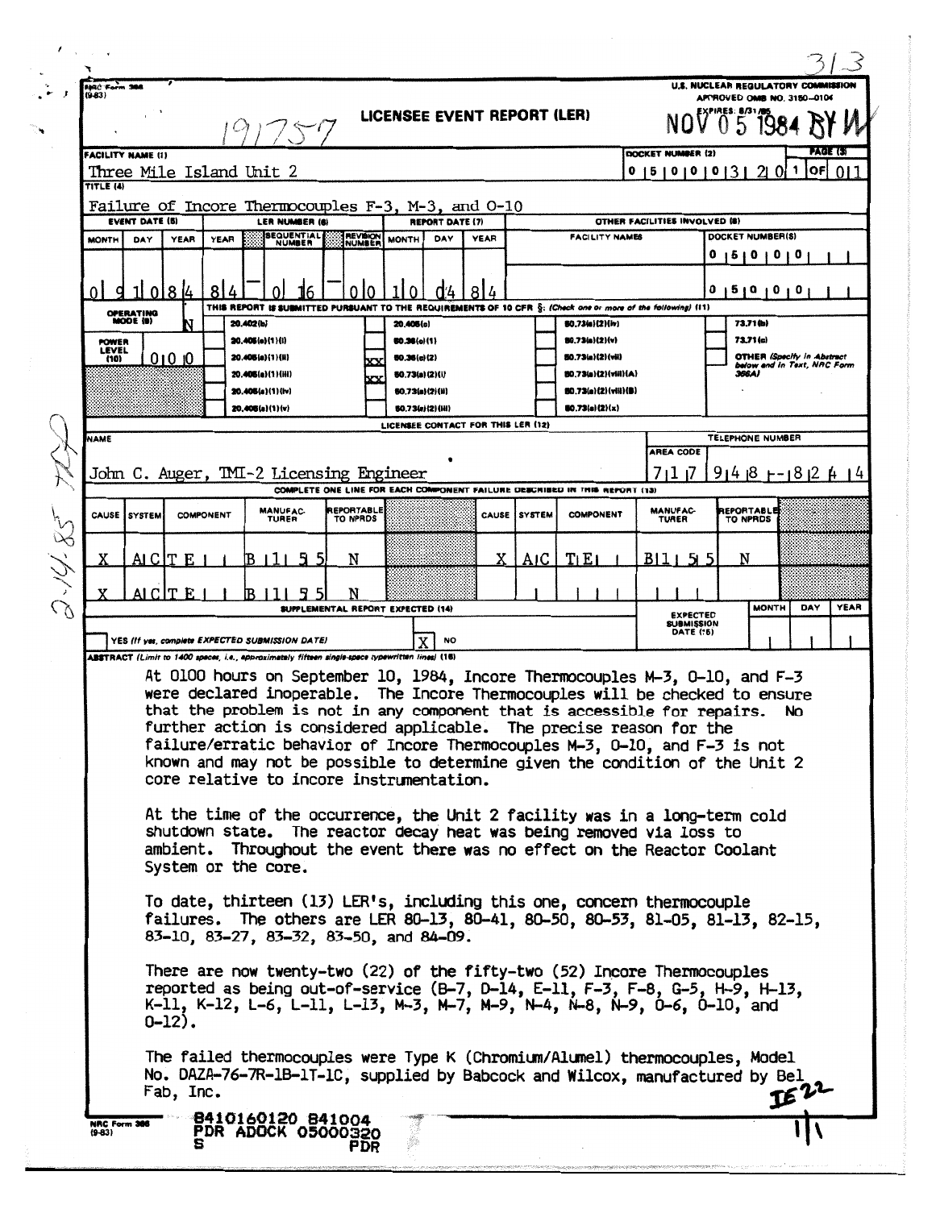NRC Form 366 (9-83)

U.S. NUCLEAR REGULATORY COMMISSION
APPROVED OMB NO. 3150-0104
EXPIRES: 8/31/85

313

191757

# LICENSEE EVENT REPORT (LER)

NOV 05 1984 BY W

| FACILITY NAME (1) | DOCKET NUMBER (2) | PAGE (3) |
|---|---|---|
| Three Mile Island Unit 2 | 0 5 0 0 0 3 2 0 | 1 OF 0 1 |

TITLE (4)

Failure of Incore Thermocouples F-3, M-3, and O-10

| EVENT DATE (5) | | | LER NUMBER (6) | | | REPORT DATE (7) | | | OTHER FACILITIES INVOLVED (8) | |
|---|---|---|---|---|---|---|---|---|---|---|
| MONTH | DAY | YEAR | YEAR | SEQUENTIAL NUMBER | REVISION NUMBER | MONTH | DAY | YEAR | FACILITY NAMES | DOCKET NUMBER(S) |
| 0 9 | 1 0 | 8 4 | 8 4 | 0 1 6 | 0 0 | 1 0 | 0 4 | 8 4 | | 0 5 0 0 0 |
| | | | | | | | | | | 0 5 0 0 0 |

THIS REPORT IS SUBMITTED PURSUANT TO THE REQUIREMENTS OF 10 CFR §: (Check one or more of the following) (11)

| OPERATING MODE (9) | N | | 20.402(b) | | 20.405(c) | | 50.73(a)(2)(iv) | | 73.71(b) |
|---|---|---|---|---|---|---|---|---|---|
| POWER LEVEL (10) | 0 0 0 | | 20.405(a)(1)(i) | | 50.36(c)(1) | | 50.73(a)(2)(v) | | 73.71(c) |
| | | | 20.405(a)(1)(ii) | XX | 50.36(c)(2) | | 50.73(a)(2)(vii) | | OTHER (Specify in Abstract below and in Text, NRC Form 366A) |
| | | | 20.405(a)(1)(iii) | XX | 50.73(a)(2)(i) | | 50.73(a)(2)(viii)(A) | | |
| | | | 20.405(a)(1)(iv) | | 50.73(a)(2)(ii) | | 50.73(a)(2)(viii)(B) | | |
| | | | 20.405(a)(1)(v) | | 50.73(a)(2)(iii) | | 50.73(a)(2)(x) | | |

LICENSEE CONTACT FOR THIS LER (12)

| NAME | TELEPHONE NUMBER (AREA CODE) |
|---|---|
| John C. Auger, TMI-2 Licensing Engineer | 7 1 7 948-8244 |

COMPLETE ONE LINE FOR EACH COMPONENT FAILURE DESCRIBED IN THIS REPORT (13)

| CAUSE | SYSTEM | COMPONENT | MANUFACTURER | REPORTABLE TO NPRDS | CAUSE | SYSTEM | COMPONENT | MANUFACTURER | REPORTABLE TO NPRDS |
|---|---|---|---|---|---|---|---|---|---|
| X | AC | TE | B155 | N | X | AC | TE | B155 | N |
| X | AC | TE | B155 | N | | | | | |

| SUPPLEMENTAL REPORT EXPECTED (14) | | EXPECTED SUBMISSION DATE (15) | MONTH | DAY | YEAR |
|---|---|---|---|---|---|
| YES (If yes, complete EXPECTED SUBMISSION DATE) | X NO | | | | |

ABSTRACT (Limit to 1400 spaces, i.e., approximately fifteen single-space typewritten lines) (16)

At 0100 hours on September 10, 1984, Incore Thermocouples M-3, O-10, and F-3 were declared inoperable. The Incore Thermocouples will be checked to ensure that the problem is not in any component that is accessible for repairs. No further action is considered applicable. The precise reason for the failure/erratic behavior of Incore Thermocouples M-3, O-10, and F-3 is not known and may not be possible to determine given the condition of the Unit 2 core relative to incore instrumentation.

At the time of the occurrence, the Unit 2 facility was in a long-term cold shutdown state. The reactor decay heat was being removed via loss to ambient. Throughout the event there was no effect on the Reactor Coolant System or the core.

To date, thirteen (13) LER's, including this one, concern thermocouple failures. The others are LER 80-13, 80-41, 80-50, 80-53, 81-05, 81-13, 82-15, 83-10, 83-27, 83-32, 83-50, and 84-09.

There are now twenty-two (22) of the fifty-two (52) Incore Thermocouples reported as being out-of-service (B-7, D-14, E-11, F-3, F-8, G-5, H-9, H-13, K-11, K-12, L-6, L-11, L-13, M-3, M-7, M-9, N-4, N-8, N-9, O-6, O-10, and O-12).

The failed thermocouples were Type K (Chromium/Alumel) thermocouples, Model No. DAZA-76-7R-1B-1T-1C, supplied by Babcock and Wilcox, manufactured by Bel Fab, Inc.

IE22

8410160120 841004
PDR ADOCK 05000320
S PDR

NRC Form 366 (9-83)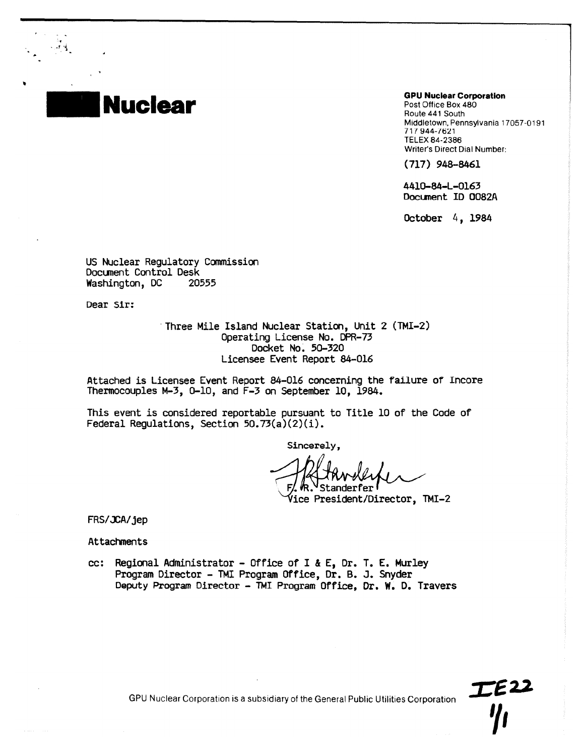# Nuclear

**GPU Nuclear Corporation**
Post Office Box 480
Route 441 South
Middletown, Pennsylvania 17057-0191
717 944-7621
TELEX 84-2386
Writer's Direct Dial Number:

(717) 948-8461

4410-84-L-0163
Document ID 0082A

October 4, 1984

US Nuclear Regulatory Commission
Document Control Desk
Washington, DC 20555

Dear Sir:

Three Mile Island Nuclear Station, Unit 2 (TMI-2)
Operating License No. DPR-73
Docket No. 50-320
Licensee Event Report 84-016

Attached is Licensee Event Report 84-016 concerning the failure of Incore Thermocouples M-3, O-10, and F-3 on September 10, 1984.

This event is considered reportable pursuant to Title 10 of the Code of Federal Regulations, Section 50.73(a)(2)(i).

Sincerely,

F. R. Standerfer
Vice President/Director, TMI-2

FRS/JCA/jep

Attachments

cc: Regional Administrator - Office of I & E, Dr. T. E. Murley
Program Director - TMI Program Office, Dr. B. J. Snyder
Deputy Program Director - TMI Program Office, Dr. W. D. Travers

GPU Nuclear Corporation is a subsidiary of the General Public Utilities Corporation

IE22
1/1